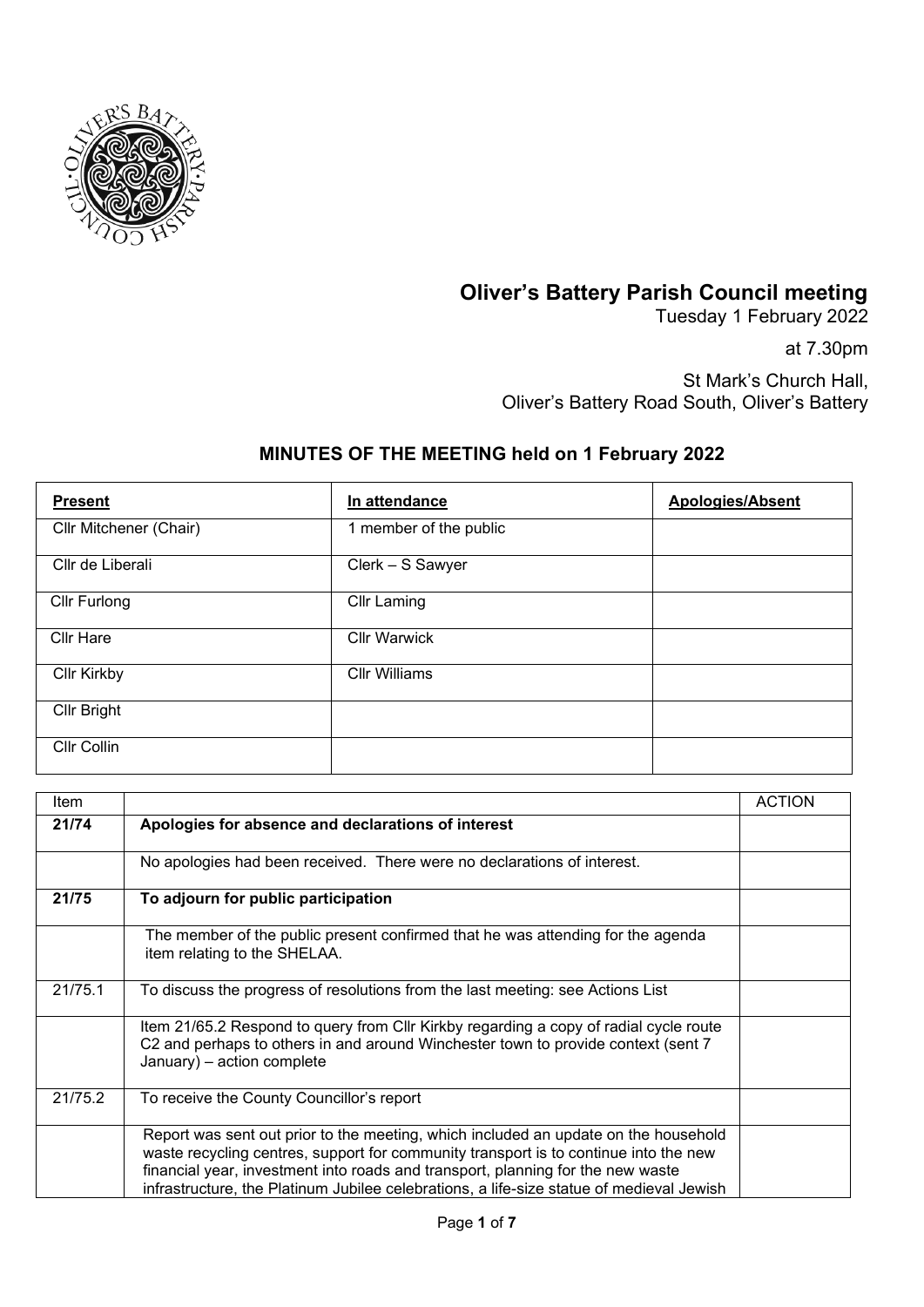# Oliver's Battery Parish Council meeting

Tuesday 1 February 2022

at 7.30pm

St Mark's Church Hall,
Oliver's Battery Road South, Oliver's Battery

## MINUTES OF THE MEETING held on 1 February 2022

| Present | In attendance | Apologies/Absent |
|---|---|---|
| Cllr Mitchener (Chair) | 1 member of the public | |
| Cllr de Liberali | Clerk – S Sawyer | |
| Cllr Furlong | Cllr Laming | |
| Cllr Hare | Cllr Warwick | |
| Cllr Kirkby | Cllr Williams | |
| Cllr Bright | | |
| Cllr Collin | | |

| Item | | ACTION |
|---|---|---|
| **21/74** | **Apologies for absence and declarations of interest** | |
| | No apologies had been received. There were no declarations of interest. | |
| **21/75** | **To adjourn for public participation** | |
| | The member of the public present confirmed that he was attending for the agenda item relating to the SHELAA. | |
| 21/75.1 | To discuss the progress of resolutions from the last meeting: see Actions List | |
| | Item 21/65.2 Respond to query from Cllr Kirkby regarding a copy of radial cycle route C2 and perhaps to others in and around Winchester town to provide context (sent 7 January) – action complete | |
| 21/75.2 | To receive the County Councillor's report | |
| | Report was sent out prior to the meeting, which included an update on the household waste recycling centres, support for community transport is to continue into the new financial year, investment into roads and transport, planning for the new waste infrastructure, the Platinum Jubilee celebrations, a life-size statue of medieval Jewish | |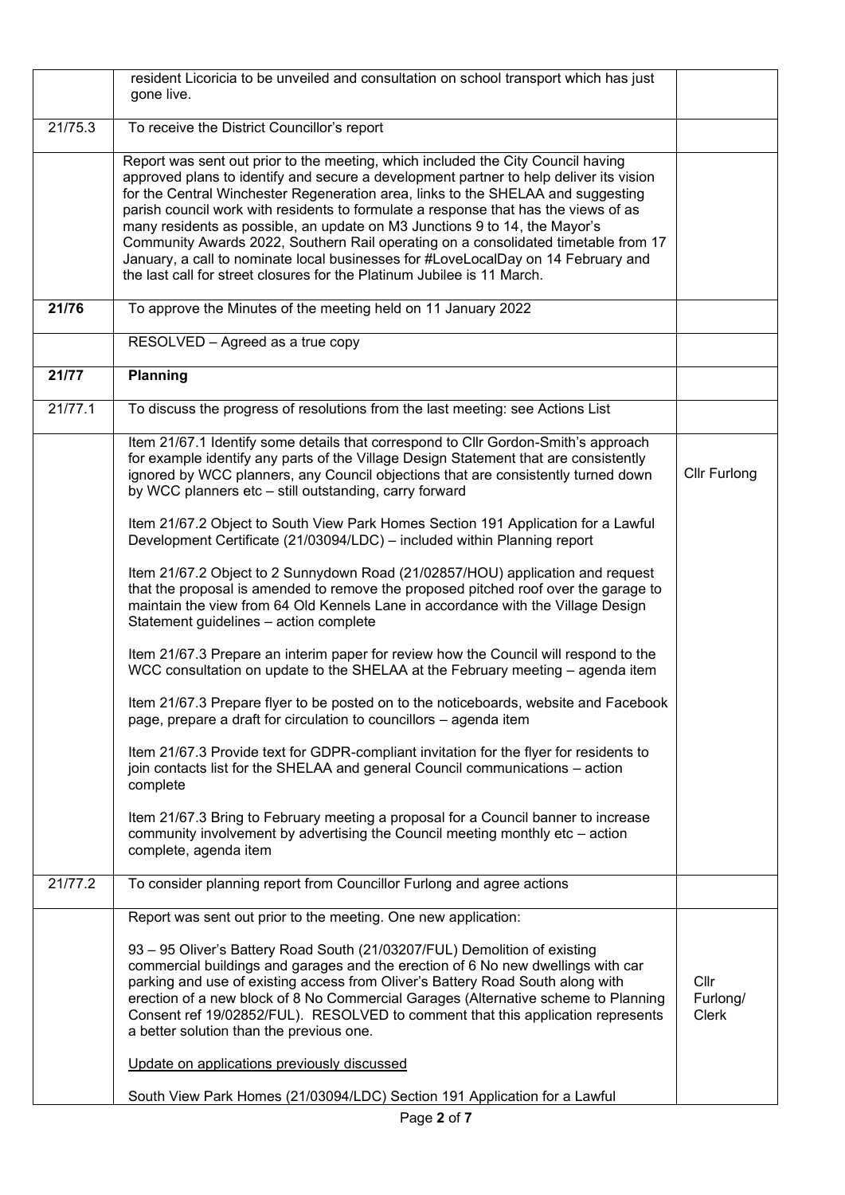| | | |
|---|---|---|
| | resident Licoricia to be unveiled and consultation on school transport which has just gone live. | |
| 21/75.3 | To receive the District Councillor's report | |
| | Report was sent out prior to the meeting, which included the City Council having approved plans to identify and secure a development partner to help deliver its vision for the Central Winchester Regeneration area, links to the SHELAA and suggesting parish council work with residents to formulate a response that has the views of as many residents as possible, an update on M3 Junctions 9 to 14, the Mayor's Community Awards 2022, Southern Rail operating on a consolidated timetable from 17 January, a call to nominate local businesses for #LoveLocalDay on 14 February and the last call for street closures for the Platinum Jubilee is 11 March. | |
| **21/76** | To approve the Minutes of the meeting held on 11 January 2022 | |
| | RESOLVED – Agreed as a true copy | |
| **21/77** | **Planning** | |
| 21/77.1 | To discuss the progress of resolutions from the last meeting: see Actions List | |
| | Item 21/67.1 Identify some details that correspond to Cllr Gordon-Smith's approach for example identify any parts of the Village Design Statement that are consistently ignored by WCC planners, any Council objections that are consistently turned down by WCC planners etc – still outstanding, carry forward<br><br>Item 21/67.2 Object to South View Park Homes Section 191 Application for a Lawful Development Certificate (21/03094/LDC) – included within Planning report<br><br>Item 21/67.2 Object to 2 Sunnydown Road (21/02857/HOU) application and request that the proposal is amended to remove the proposed pitched roof over the garage to maintain the view from 64 Old Kennels Lane in accordance with the Village Design Statement guidelines – action complete<br><br>Item 21/67.3 Prepare an interim paper for review how the Council will respond to the WCC consultation on update to the SHELAA at the February meeting – agenda item<br><br>Item 21/67.3 Prepare flyer to be posted on to the noticeboards, website and Facebook page, prepare a draft for circulation to councillors – agenda item<br><br>Item 21/67.3 Provide text for GDPR-compliant invitation for the flyer for residents to join contacts list for the SHELAA and general Council communications – action complete<br><br>Item 21/67.3 Bring to February meeting a proposal for a Council banner to increase community involvement by advertising the Council meeting monthly etc – action complete, agenda item | Cllr Furlong |
| 21/77.2 | To consider planning report from Councillor Furlong and agree actions | |
| | Report was sent out prior to the meeting. One new application:<br><br>93 – 95 Oliver's Battery Road South (21/03207/FUL) Demolition of existing commercial buildings and garages and the erection of 6 No new dwellings with car parking and use of existing access from Oliver's Battery Road South along with erection of a new block of 8 No Commercial Garages (Alternative scheme to Planning Consent ref 19/02852/FUL). RESOLVED to comment that this application represents a better solution than the previous one.<br><br><u>Update on applications previously discussed</u><br><br>South View Park Homes (21/03094/LDC) Section 191 Application for a Lawful | Cllr Furlong/ Clerk |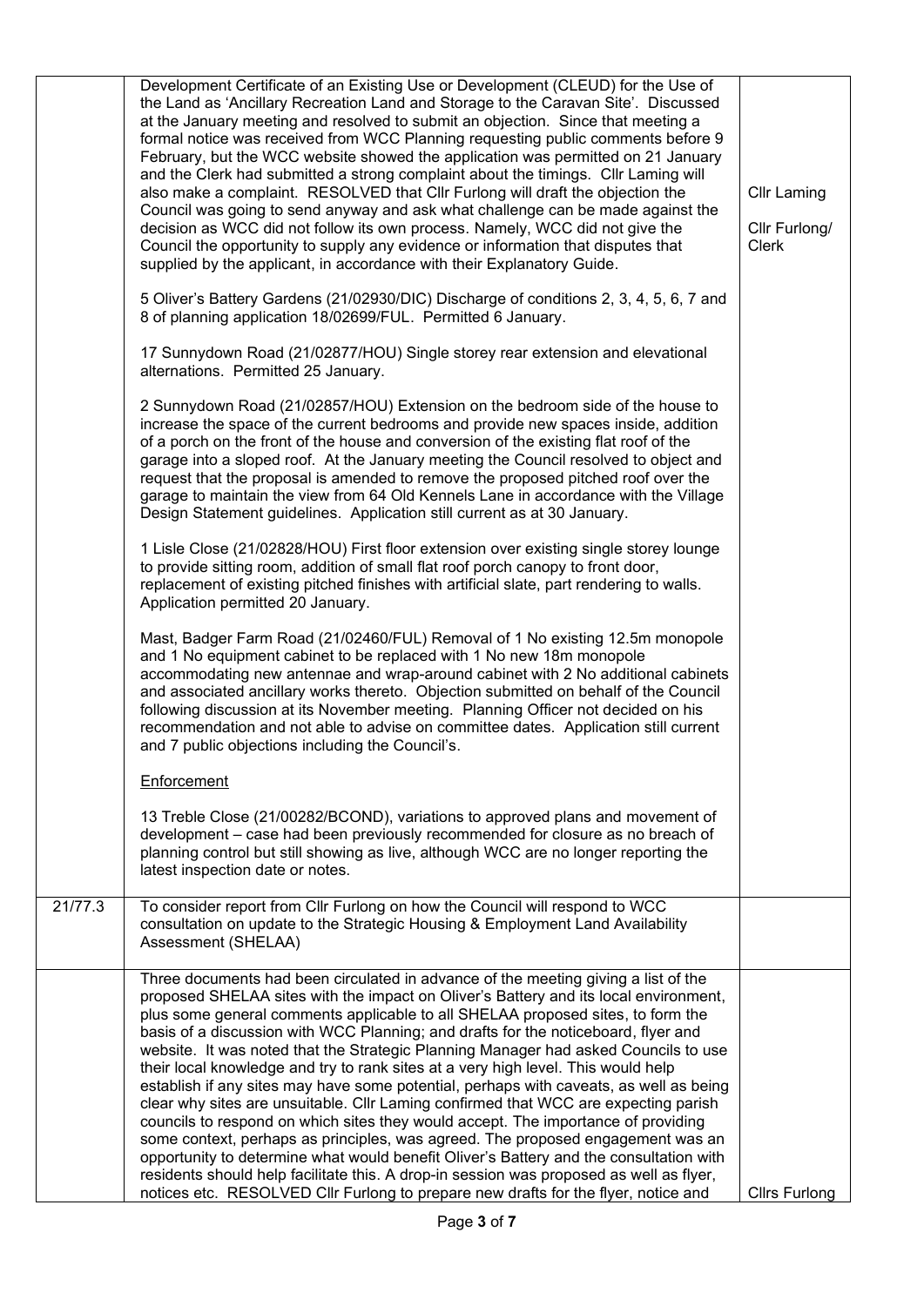| | | |
|---|---|---|
| | Development Certificate of an Existing Use or Development (CLEUD) for the Use of the Land as 'Ancillary Recreation Land and Storage to the Caravan Site'. Discussed at the January meeting and resolved to submit an objection. Since that meeting a formal notice was received from WCC Planning requesting public comments before 9 February, but the WCC website showed the application was permitted on 21 January and the Clerk had submitted a strong complaint about the timings. Cllr Laming will also make a complaint. RESOLVED that Cllr Furlong will draft the objection the Council was going to send anyway and ask what challenge can be made against the decision as WCC did not follow its own process. Namely, WCC did not give the Council the opportunity to supply any evidence or information that disputes that supplied by the applicant, in accordance with their Explanatory Guide.<br><br>5 Oliver's Battery Gardens (21/02930/DIC) Discharge of conditions 2, 3, 4, 5, 6, 7 and 8 of planning application 18/02699/FUL. Permitted 6 January.<br><br>17 Sunnydown Road (21/02877/HOU) Single storey rear extension and elevational alternations. Permitted 25 January.<br><br>2 Sunnydown Road (21/02857/HOU) Extension on the bedroom side of the house to increase the space of the current bedrooms and provide new spaces inside, addition of a porch on the front of the house and conversion of the existing flat roof of the garage into a sloped roof. At the January meeting the Council resolved to object and request that the proposal is amended to remove the proposed pitched roof over the garage to maintain the view from 64 Old Kennels Lane in accordance with the Village Design Statement guidelines. Application still current as at 30 January.<br><br>1 Lisle Close (21/02828/HOU) First floor extension over existing single storey lounge to provide sitting room, addition of small flat roof porch canopy to front door, replacement of existing pitched finishes with artificial slate, part rendering to walls. Application permitted 20 January.<br><br>Mast, Badger Farm Road (21/02460/FUL) Removal of 1 No existing 12.5m monopole and 1 No equipment cabinet to be replaced with 1 No new 18m monopole accommodating new antennae and wrap-around cabinet with 2 No additional cabinets and associated ancillary works thereto. Objection submitted on behalf of the Council following discussion at its November meeting. Planning Officer not decided on his recommendation and not able to advise on committee dates. Application still current and 7 public objections including the Council's.<br><br>Enforcement<br><br>13 Treble Close (21/00282/BCOND), variations to approved plans and movement of development – case had been previously recommended for closure as no breach of planning control but still showing as live, although WCC are no longer reporting the latest inspection date or notes. | Cllr Laming<br><br>Cllr Furlong/ Clerk |
| 21/77.3 | To consider report from Cllr Furlong on how the Council will respond to WCC consultation on update to the Strategic Housing & Employment Land Availability Assessment (SHELAA) | |
| | Three documents had been circulated in advance of the meeting giving a list of the proposed SHELAA sites with the impact on Oliver's Battery and its local environment, plus some general comments applicable to all SHELAA proposed sites, to form the basis of a discussion with WCC Planning; and drafts for the noticeboard, flyer and website. It was noted that the Strategic Planning Manager had asked Councils to use their local knowledge and try to rank sites at a very high level. This would help establish if any sites may have some potential, perhaps with caveats, as well as being clear why sites are unsuitable. Cllr Laming confirmed that WCC are expecting parish councils to respond on which sites they would accept. The importance of providing some context, perhaps as principles, was agreed. The proposed engagement was an opportunity to determine what would benefit Oliver's Battery and the consultation with residents should help facilitate this. A drop-in session was proposed as well as flyer, notices etc. RESOLVED Cllr Furlong to prepare new drafts for the flyer, notice and | Cllrs Furlong |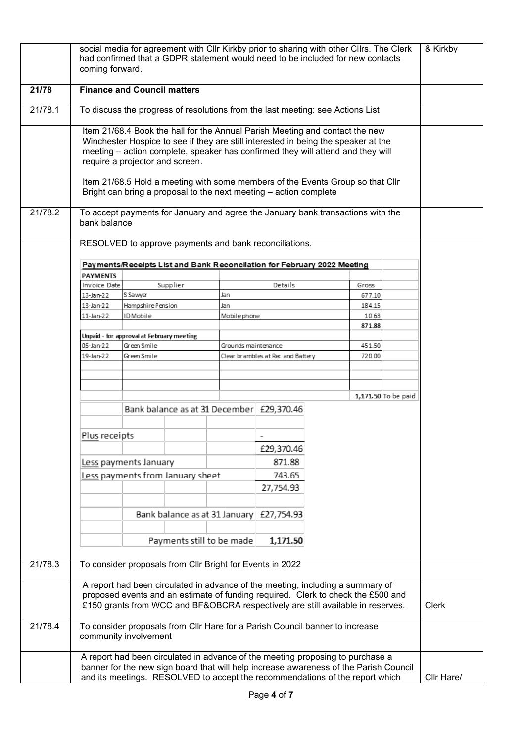| | | |
|---|---|---|
| | social media for agreement with Cllr Kirkby prior to sharing with other Cllrs. The Clerk had confirmed that a GDPR statement would need to be included for new contacts coming forward. | & Kirkby |
| **21/78** | **Finance and Council matters** | |
| 21/78.1 | To discuss the progress of resolutions from the last meeting: see Actions List | |
| | Item 21/68.4 Book the hall for the Annual Parish Meeting and contact the new Winchester Hospice to see if they are still interested in being the speaker at the meeting – action complete, speaker has confirmed they will attend and they will require a projector and screen.<br><br>Item 21/68.5 Hold a meeting with some members of the Events Group so that Cllr Bright can bring a proposal to the next meeting – action complete | |
| 21/78.2 | To accept payments for January and agree the January bank transactions with the bank balance | |
| | RESOLVED to approve payments and bank reconciliations. | |

**Payments/Receipts List and Bank Reconcilation for February 2022 Meeting**

| Invoice Date | Supplier | Details | Gross | |
|---|---|---|---|---|
| **PAYMENTS** | | | | |
| 13-Jan-22 | S Sawyer | Jan | 677.10 | |
| 13-Jan-22 | Hampshire Pension | Jan | 184.15 | |
| 11-Jan-22 | ID Mobile | Mobile phone | 10.63 | |
| | | | **871.88** | |
| **Unpaid - for approval at February meeting** | | | | |
| 05-Jan-22 | Green Smile | Grounds maintenance | 451.50 | |
| 19-Jan-22 | Green Smile | Clear brambles at Rec and Battery | 720.00 | |
| | | | **1,171.50** | To be paid |

| | |
|---|---|
| Bank balance as at 31 December | £29,370.46 |
| Plus receipts | - |
| | £29,370.46 |
| Less payments January | 871.88 |
| Less payments from January sheet | 743.65 |
| | 27,754.93 |
| Bank balance as at 31 January | £27,754.93 |
| Payments still to be made | **1,171.50** |

| | | |
|---|---|---|
| 21/78.3 | To consider proposals from Cllr Bright for Events in 2022 | |
| | A report had been circulated in advance of the meeting, including a summary of proposed events and an estimate of funding required. Clerk to check the £500 and £150 grants from WCC and BF&OBCRA respectively are still available in reserves. | Clerk |
| 21/78.4 | To consider proposals from Cllr Hare for a Parish Council banner to increase community involvement | |
| | A report had been circulated in advance of the meeting proposing to purchase a banner for the new sign board that will help increase awareness of the Parish Council and its meetings. RESOLVED to accept the recommendations of the report which | Cllr Hare/ |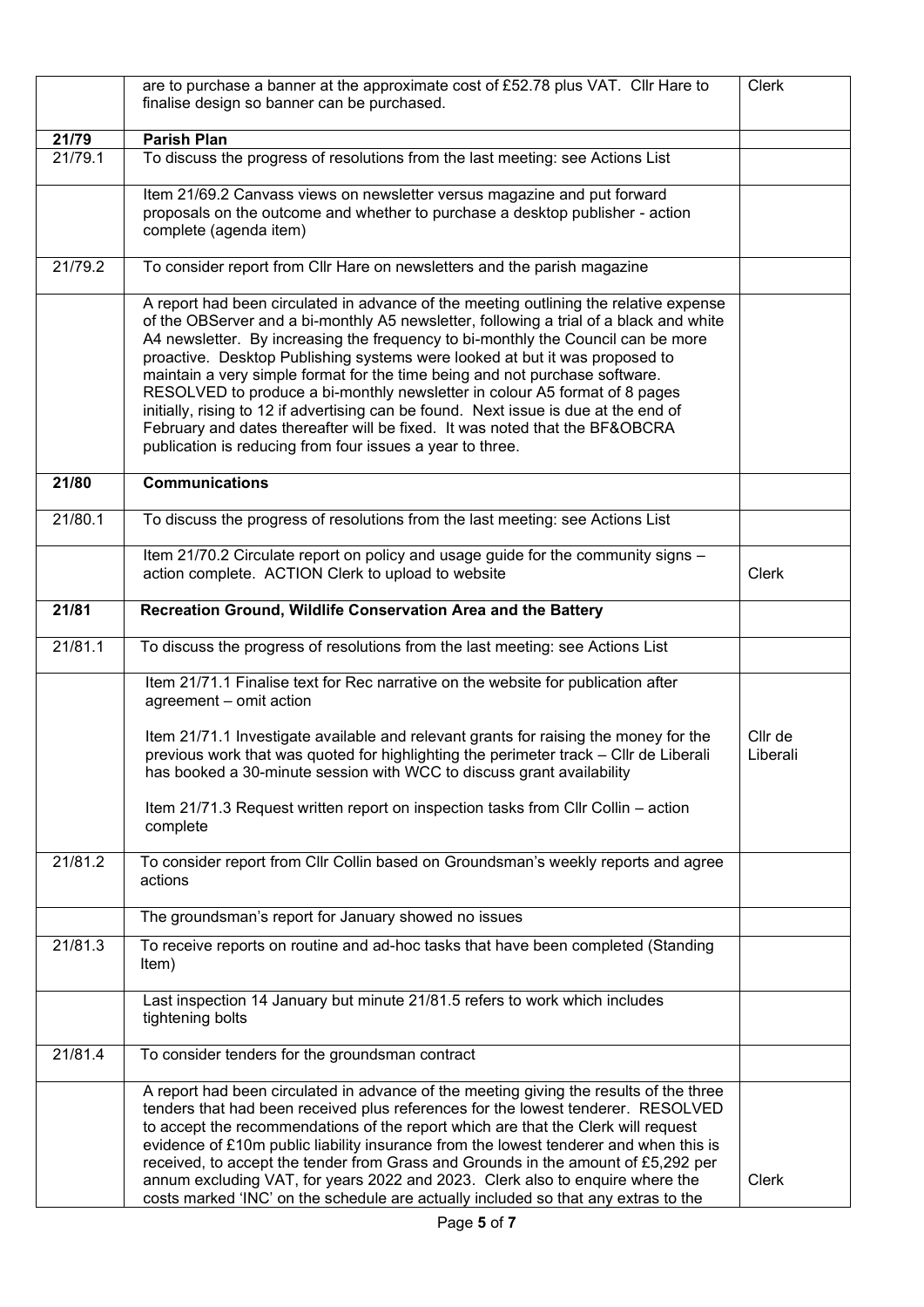| | | |
|---|---|---|
| | are to purchase a banner at the approximate cost of £52.78 plus VAT. Cllr Hare to finalise design so banner can be purchased. | Clerk |
| **21/79** | **Parish Plan** | |
| 21/79.1 | To discuss the progress of resolutions from the last meeting: see Actions List | |
| | Item 21/69.2 Canvass views on newsletter versus magazine and put forward proposals on the outcome and whether to purchase a desktop publisher - action complete (agenda item) | |
| 21/79.2 | To consider report from Cllr Hare on newsletters and the parish magazine | |
| | A report had been circulated in advance of the meeting outlining the relative expense of the OBServer and a bi-monthly A5 newsletter, following a trial of a black and white A4 newsletter. By increasing the frequency to bi-monthly the Council can be more proactive. Desktop Publishing systems were looked at but it was proposed to maintain a very simple format for the time being and not purchase software. RESOLVED to produce a bi-monthly newsletter in colour A5 format of 8 pages initially, rising to 12 if advertising can be found. Next issue is due at the end of February and dates thereafter will be fixed. It was noted that the BF&OBCRA publication is reducing from four issues a year to three. | |
| **21/80** | **Communications** | |
| 21/80.1 | To discuss the progress of resolutions from the last meeting: see Actions List | |
| | Item 21/70.2 Circulate report on policy and usage guide for the community signs – action complete. ACTION Clerk to upload to website | Clerk |
| **21/81** | **Recreation Ground, Wildlife Conservation Area and the Battery** | |
| 21/81.1 | To discuss the progress of resolutions from the last meeting: see Actions List | |
| | Item 21/71.1 Finalise text for Rec narrative on the website for publication after agreement – omit action<br><br>Item 21/71.1 Investigate available and relevant grants for raising the money for the previous work that was quoted for highlighting the perimeter track – Cllr de Liberali has booked a 30-minute session with WCC to discuss grant availability<br><br>Item 21/71.3 Request written report on inspection tasks from Cllr Collin – action complete | Cllr de Liberali |
| 21/81.2 | To consider report from Cllr Collin based on Groundsman's weekly reports and agree actions | |
| | The groundsman's report for January showed no issues | |
| 21/81.3 | To receive reports on routine and ad-hoc tasks that have been completed (Standing Item) | |
| | Last inspection 14 January but minute 21/81.5 refers to work which includes tightening bolts | |
| 21/81.4 | To consider tenders for the groundsman contract | |
| | A report had been circulated in advance of the meeting giving the results of the three tenders that had been received plus references for the lowest tenderer. RESOLVED to accept the recommendations of the report which are that the Clerk will request evidence of £10m public liability insurance from the lowest tenderer and when this is received, to accept the tender from Grass and Grounds in the amount of £5,292 per annum excluding VAT, for years 2022 and 2023. Clerk also to enquire where the costs marked 'INC' on the schedule are actually included so that any extras to the | Clerk |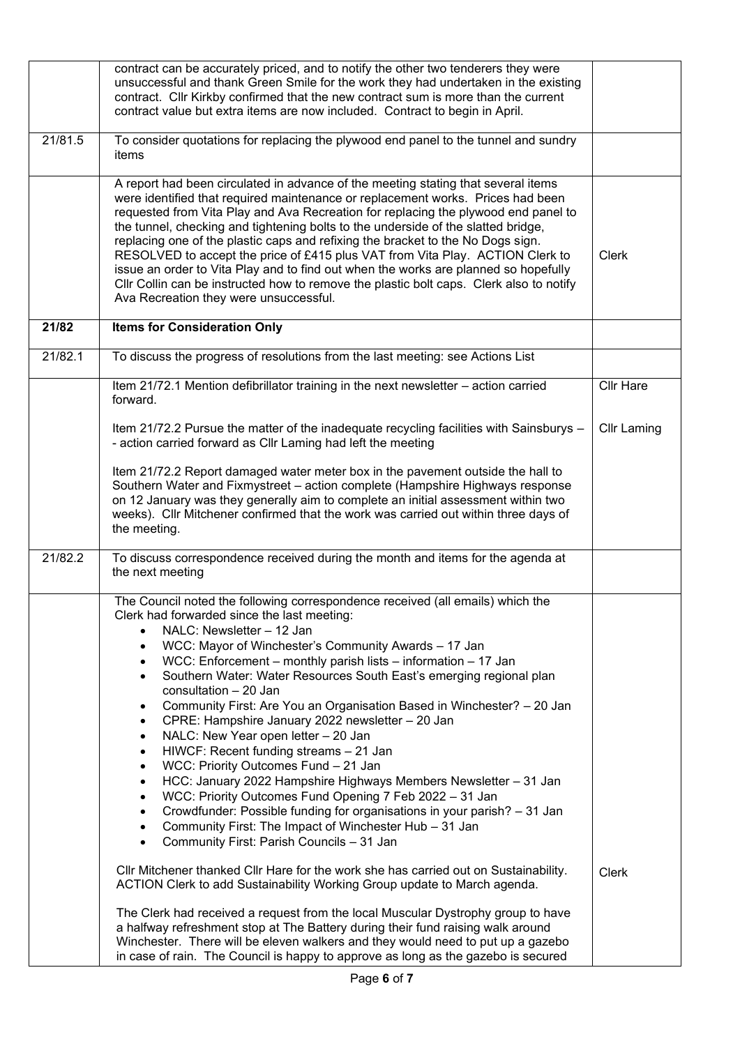| | | |
|---|---|---|
| | contract can be accurately priced, and to notify the other two tenderers they were unsuccessful and thank Green Smile for the work they had undertaken in the existing contract. Cllr Kirkby confirmed that the new contract sum is more than the current contract value but extra items are now included. Contract to begin in April. | |
| 21/81.5 | To consider quotations for replacing the plywood end panel to the tunnel and sundry items | |
| | A report had been circulated in advance of the meeting stating that several items were identified that required maintenance or replacement works. Prices had been requested from Vita Play and Ava Recreation for replacing the plywood end panel to the tunnel, checking and tightening bolts to the underside of the slatted bridge, replacing one of the plastic caps and refixing the bracket to the No Dogs sign. RESOLVED to accept the price of £415 plus VAT from Vita Play. ACTION Clerk to issue an order to Vita Play and to find out when the works are planned so hopefully Cllr Collin can be instructed how to remove the plastic bolt caps. Clerk also to notify Ava Recreation they were unsuccessful. | Clerk |
| **21/82** | **Items for Consideration Only** | |
| 21/82.1 | To discuss the progress of resolutions from the last meeting: see Actions List | |
| | Item 21/72.1 Mention defibrillator training in the next newsletter – action carried forward.<br><br>Item 21/72.2 Pursue the matter of the inadequate recycling facilities with Sainsburys – - action carried forward as Cllr Laming had left the meeting<br><br>Item 21/72.2 Report damaged water meter box in the pavement outside the hall to Southern Water and Fixmystreet – action complete (Hampshire Highways response on 12 January was they generally aim to complete an initial assessment within two weeks). Cllr Mitchener confirmed that the work was carried out within three days of the meeting. | Cllr Hare<br><br>Cllr Laming |
| 21/82.2 | To discuss correspondence received during the month and items for the agenda at the next meeting | |
| | The Council noted the following correspondence received (all emails) which the Clerk had forwarded since the last meeting:<br>• NALC: Newsletter – 12 Jan<br>• WCC: Mayor of Winchester's Community Awards – 17 Jan<br>• WCC: Enforcement – monthly parish lists – information – 17 Jan<br>• Southern Water: Water Resources South East's emerging regional plan consultation – 20 Jan<br>• Community First: Are You an Organisation Based in Winchester? – 20 Jan<br>• CPRE: Hampshire January 2022 newsletter – 20 Jan<br>• NALC: New Year open letter – 20 Jan<br>• HIWCF: Recent funding streams – 21 Jan<br>• WCC: Priority Outcomes Fund – 21 Jan<br>• HCC: January 2022 Hampshire Highways Members Newsletter – 31 Jan<br>• WCC: Priority Outcomes Fund Opening 7 Feb 2022 – 31 Jan<br>• Crowdfunder: Possible funding for organisations in your parish? – 31 Jan<br>• Community First: The Impact of Winchester Hub – 31 Jan<br>• Community First: Parish Councils – 31 Jan<br><br>Cllr Mitchener thanked Cllr Hare for the work she has carried out on Sustainability. ACTION Clerk to add Sustainability Working Group update to March agenda.<br><br>The Clerk had received a request from the local Muscular Dystrophy group to have a halfway refreshment stop at The Battery during their fund raising walk around Winchester. There will be eleven walkers and they would need to put up a gazebo in case of rain. The Council is happy to approve as long as the gazebo is secured | Clerk |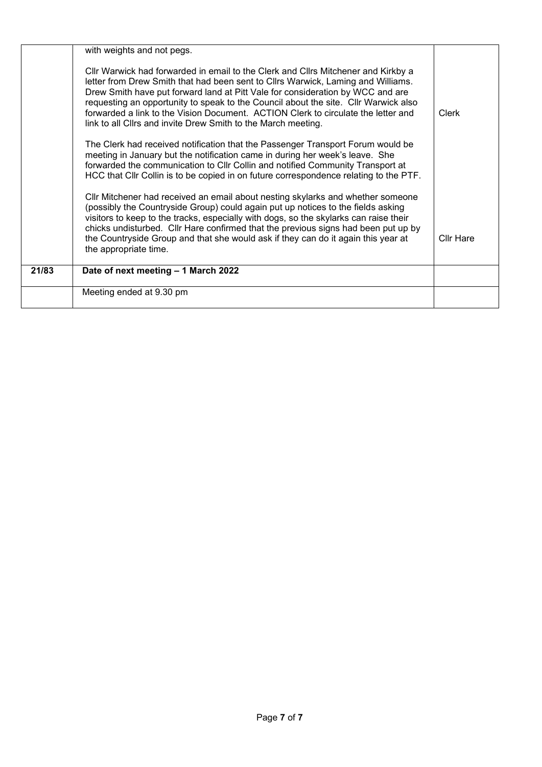| | | |
|---|---|---|
| | with weights and not pegs.<br><br>Cllr Warwick had forwarded in email to the Clerk and Cllrs Mitchener and Kirkby a letter from Drew Smith that had been sent to Cllrs Warwick, Laming and Williams. Drew Smith have put forward land at Pitt Vale for consideration by WCC and are requesting an opportunity to speak to the Council about the site. Cllr Warwick also forwarded a link to the Vision Document. ACTION Clerk to circulate the letter and link to all Cllrs and invite Drew Smith to the March meeting.<br><br>The Clerk had received notification that the Passenger Transport Forum would be meeting in January but the notification came in during her week's leave. She forwarded the communication to Cllr Collin and notified Community Transport at HCC that Cllr Collin is to be copied in on future correspondence relating to the PTF.<br><br>Cllr Mitchener had received an email about nesting skylarks and whether someone (possibly the Countryside Group) could again put up notices to the fields asking visitors to keep to the tracks, especially with dogs, so the skylarks can raise their chicks undisturbed. Cllr Hare confirmed that the previous signs had been put up by the Countryside Group and that she would ask if they can do it again this year at the appropriate time. | Clerk<br><br><br><br><br><br><br>Cllr Hare |
| **21/83** | **Date of next meeting – 1 March 2022** | |
| | Meeting ended at 9.30 pm | |